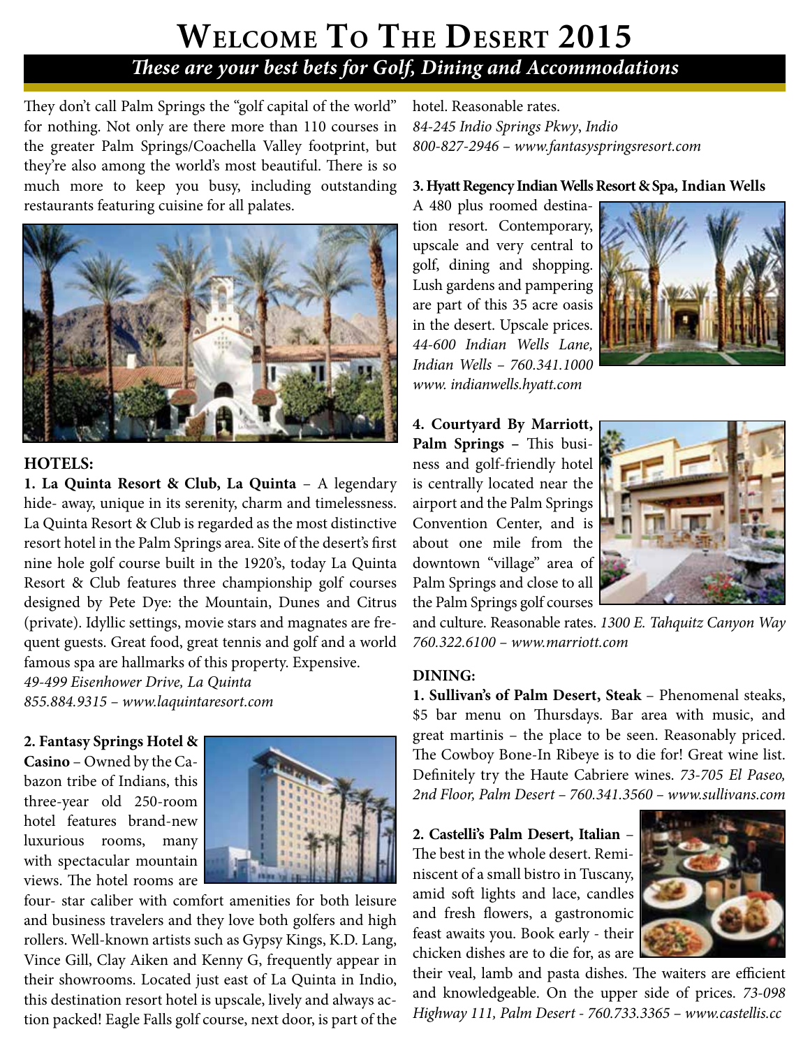# Welcome To The Desert 2015

## *These are your best bets for Golf, Dining and Accommodations*

They don't call Palm Springs the "golf capital of the world" for nothing. Not only are there more than 110 courses in the greater Palm Springs/Coachella Valley footprint, but they're also among the world's most beautiful. There is so much more to keep you busy, including outstanding restaurants featuring cuisine for all palates.

### HOTELS:

**1. La Quinta Resort & Club, La Quinta** – A legendary hide- away, unique in its serenity, charm and timelessness. La Quinta Resort & Club is regarded as the most distinctive resort hotel in the Palm Springs area. Site of the desert's first nine hole golf course built in the 1920's, today La Quinta Resort & Club features three championship golf courses designed by Pete Dye: the Mountain, Dunes and Citrus (private). Idyllic settings, movie stars and magnates are frequent guests. Great food, great tennis and golf and a world famous spa are hallmarks of this property. Expensive.
*49-499 Eisenhower Drive, La Quinta*
*855.884.9315 – www.laquintaresort.com*

**2. Fantasy Springs Hotel & Casino** – Owned by the Cabazon tribe of Indians, this three-year old 250-room hotel features brand-new luxurious rooms, many with spectacular mountain views. The hotel rooms are four- star caliber with comfort amenities for both leisure and business travelers and they love both golfers and high rollers. Well-known artists such as Gypsy Kings, K.D. Lang, Vince Gill, Clay Aiken and Kenny G, frequently appear in their showrooms. Located just east of La Quinta in Indio, this destination resort hotel is upscale, lively and always action packed! Eagle Falls golf course, next door, is part of the hotel. Reasonable rates.
*84-245 Indio Springs Pkwy, Indio*
*800-827-2946 – www.fantasyspringsresort.com*

**3. Hyatt Regency Indian Wells Resort & Spa, Indian Wells**
A 480 plus roomed destination resort. Contemporary, upscale and very central to golf, dining and shopping. Lush gardens and pampering are part of this 35 acre oasis in the desert. Upscale prices.
*44-600 Indian Wells Lane, Indian Wells – 760.341.1000*
*www. indianwells.hyatt.com*

**4. Courtyard By Marriott, Palm Springs** – This business and golf-friendly hotel is centrally located near the airport and the Palm Springs Convention Center, and is about one mile from the downtown "village" area of Palm Springs and close to all the Palm Springs golf courses and culture. Reasonable rates. *1300 E. Tahquitz Canyon Way 760.322.6100 – www.marriott.com*

### DINING:

**1. Sullivan's of Palm Desert, Steak** – Phenomenal steaks, \$5 bar menu on Thursdays. Bar area with music, and great martinis – the place to be seen. Reasonably priced. The Cowboy Bone-In Ribeye is to die for! Great wine list. Definitely try the Haute Cabriere wines. *73-705 El Paseo, 2nd Floor, Palm Desert – 760.341.3560 – www.sullivans.com*

**2. Castelli's Palm Desert, Italian** – The best in the whole desert. Reminiscent of a small bistro in Tuscany, amid soft lights and lace, candles and fresh flowers, a gastronomic feast awaits you. Book early - their chicken dishes are to die for, as are their veal, lamb and pasta dishes. The waiters are efficient and knowledgeable. On the upper side of prices. *73-098 Highway 111, Palm Desert - 760.733.3365 – www.castellis.cc*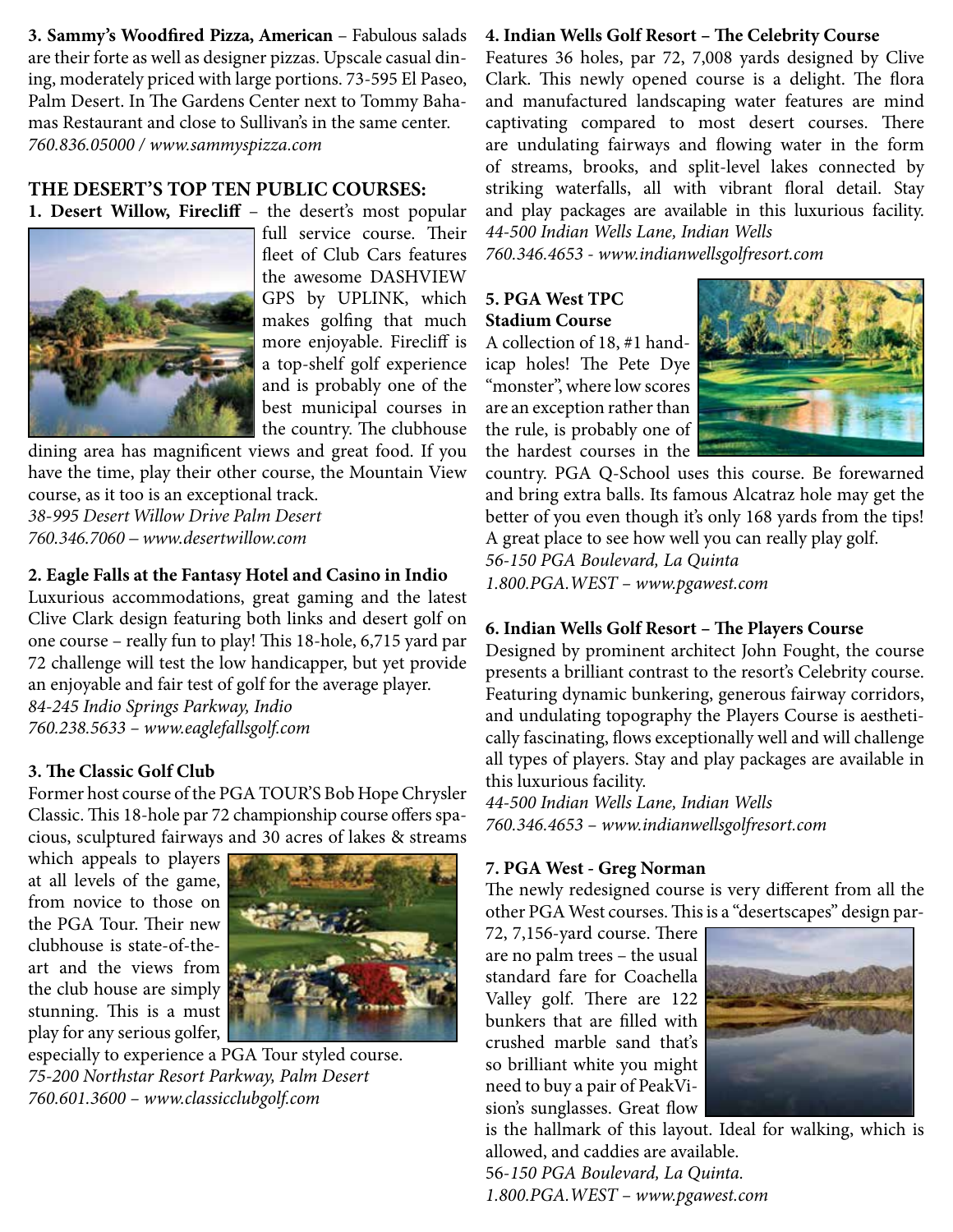**3. Sammy's Woodfired Pizza, American** – Fabulous salads are their forte as well as designer pizzas. Upscale casual dining, moderately priced with large portions. 73-595 El Paseo, Palm Desert. In The Gardens Center next to Tommy Bahamas Restaurant and close to Sullivan's in the same center.
*760.836.05000 / www.sammyspizza.com*

## THE DESERT'S TOP TEN PUBLIC COURSES:

**1. Desert Willow, Firecliff** – the desert's most popular full service course. Their fleet of Club Cars features the awesome DASHVIEW GPS by UPLINK, which makes golfing that much more enjoyable. Firecliff is a top-shelf golf experience and is probably one of the best municipal courses in the country. The clubhouse dining area has magnificent views and great food. If you have the time, play their other course, the Mountain View course, as it too is an exceptional track.
*38-995 Desert Willow Drive Palm Desert*
*760.346.7060 – www.desertwillow.com*

**2. Eagle Falls at the Fantasy Hotel and Casino in Indio**
Luxurious accommodations, great gaming and the latest Clive Clark design featuring both links and desert golf on one course – really fun to play! This 18-hole, 6,715 yard par 72 challenge will test the low handicapper, but yet provide an enjoyable and fair test of golf for the average player.
*84-245 Indio Springs Parkway, Indio*
*760.238.5633 – www.eaglefallsgolf.com*

**3. The Classic Golf Club**
Former host course of the PGA TOUR'S Bob Hope Chrysler Classic. This 18-hole par 72 championship course offers spacious, sculptured fairways and 30 acres of lakes & streams which appeals to players at all levels of the game, from novice to those on the PGA Tour. Their new clubhouse is state-of-the-art and the views from the club house are simply stunning. This is a must play for any serious golfer, especially to experience a PGA Tour styled course.
*75-200 Northstar Resort Parkway, Palm Desert*
*760.601.3600 – www.classicclubgolf.com*

**4. Indian Wells Golf Resort – The Celebrity Course**
Features 36 holes, par 72, 7,008 yards designed by Clive Clark. This newly opened course is a delight. The flora and manufactured landscaping water features are mind captivating compared to most desert courses. There are undulating fairways and flowing water in the form of streams, brooks, and split-level lakes connected by striking waterfalls, all with vibrant floral detail. Stay and play packages are available in this luxurious facility.
*44-500 Indian Wells Lane, Indian Wells*
*760.346.4653 - www.indianwellsgolfresort.com*

**5. PGA West TPC Stadium Course**
A collection of 18, #1 handicap holes! The Pete Dye "monster", where low scores are an exception rather than the rule, is probably one of the hardest courses in the country. PGA Q-School uses this course. Be forewarned and bring extra balls. Its famous Alcatraz hole may get the better of you even though it's only 168 yards from the tips! A great place to see how well you can really play golf.
*56-150 PGA Boulevard, La Quinta*
*1.800.PGA.WEST – www.pgawest.com*

**6. Indian Wells Golf Resort – The Players Course**
Designed by prominent architect John Fought, the course presents a brilliant contrast to the resort's Celebrity course. Featuring dynamic bunkering, generous fairway corridors, and undulating topography the Players Course is aesthetically fascinating, flows exceptionally well and will challenge all types of players. Stay and play packages are available in this luxurious facility.
*44-500 Indian Wells Lane, Indian Wells*
*760.346.4653 – www.indianwellsgolfresort.com*

**7. PGA West - Greg Norman**
The newly redesigned course is very different from all the other PGA West courses. This is a "desertscapes" design par-72, 7,156-yard course. There are no palm trees – the usual standard fare for Coachella Valley golf. There are 122 bunkers that are filled with crushed marble sand that's so brilliant white you might need to buy a pair of PeakVision's sunglasses. Great flow is the hallmark of this layout. Ideal for walking, which is allowed, and caddies are available.
56-*150 PGA Boulevard, La Quinta.*
*1.800.PGA.WEST – www.pgawest.com*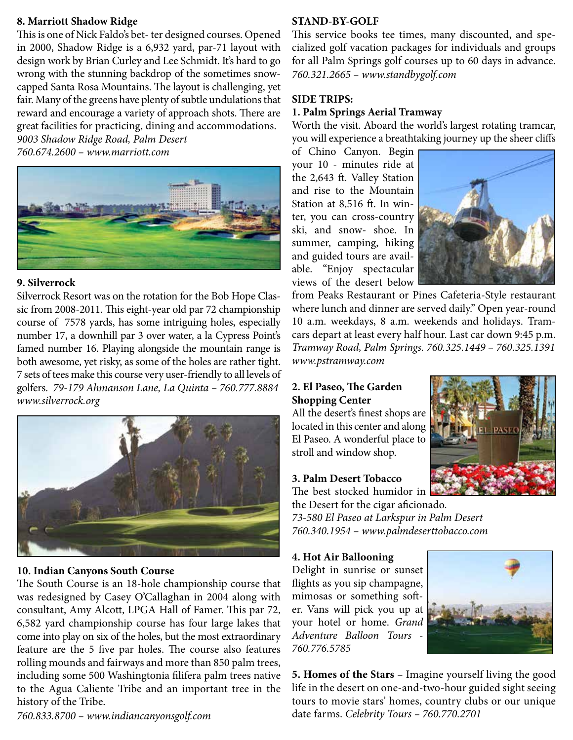**8. Marriott Shadow Ridge**

This is one of Nick Faldo's bet- ter designed courses. Opened in 2000, Shadow Ridge is a 6,932 yard, par-71 layout with design work by Brian Curley and Lee Schmidt. It's hard to go wrong with the stunning backdrop of the sometimes snow-capped Santa Rosa Mountains. The layout is challenging, yet fair. Many of the greens have plenty of subtle undulations that reward and encourage a variety of approach shots. There are great facilities for practicing, dining and accommodations.
*9003 Shadow Ridge Road, Palm Desert*
*760.674.2600 – www.marriott.com*

**9. Silverrock**

Silverrock Resort was on the rotation for the Bob Hope Classic from 2008-2011. This eight-year old par 72 championship course of 7578 yards, has some intriguing holes, especially number 17, a downhill par 3 over water, a la Cypress Point's famed number 16. Playing alongside the mountain range is both awesome, yet risky, as some of the holes are rather tight. 7 sets of tees make this course very user-friendly to all levels of golfers. *79-179 Ahmanson Lane, La Quinta – 760.777.8884*
*www.silverrock.org*

**10. Indian Canyons South Course**

The South Course is an 18-hole championship course that was redesigned by Casey O'Callaghan in 2004 along with consultant, Amy Alcott, LPGA Hall of Famer. This par 72, 6,582 yard championship course has four large lakes that come into play on six of the holes, but the most extraordinary feature are the 5 five par holes. The course also features rolling mounds and fairways and more than 850 palm trees, including some 500 Washingtonia filifera palm trees native to the Agua Caliente Tribe and an important tree in the history of the Tribe.
*760.833.8700 – www.indiancanyonsgolf.com*

**STAND-BY-GOLF**

This service books tee times, many discounted, and specialized golf vacation packages for individuals and groups for all Palm Springs golf courses up to 60 days in advance.
*760.321.2665 – www.standbygolf.com*

**SIDE TRIPS:**

**1. Palm Springs Aerial Tramway**

Worth the visit. Aboard the world's largest rotating tramcar, you will experience a breathtaking journey up the sheer cliffs of Chino Canyon. Begin your 10 - minutes ride at the 2,643 ft. Valley Station and rise to the Mountain Station at 8,516 ft. In winter, you can cross-country ski, and snow- shoe. In summer, camping, hiking and guided tours are available. "Enjoy spectacular views of the desert below from Peaks Restaurant or Pines Cafeteria-Style restaurant where lunch and dinner are served daily." Open year-round 10 a.m. weekdays, 8 a.m. weekends and holidays. Tramcars depart at least every half hour. Last car down 9:45 p.m.
*Tramway Road, Palm Springs. 760.325.1449 – 760.325.1391*
*www.pstramway.com*

**2. El Paseo, The Garden Shopping Center**

All the desert's finest shops are located in this center and along El Paseo. A wonderful place to stroll and window shop.

**3. Palm Desert Tobacco**

The best stocked humidor in the Desert for the cigar aficionado.
*73-580 El Paseo at Larkspur in Palm Desert*
*760.340.1954 – www.palmdeserttobacco.com*

**4. Hot Air Ballooning**

Delight in sunrise or sunset flights as you sip champagne, mimosas or something softer. Vans will pick you up at your hotel or home. *Grand Adventure Balloon Tours - 760.776.5785*

**5. Homes of the Stars –** Imagine yourself living the good life in the desert on one-and-two-hour guided sight seeing tours to movie stars' homes, country clubs or our unique date farms. *Celebrity Tours – 760.770.2701*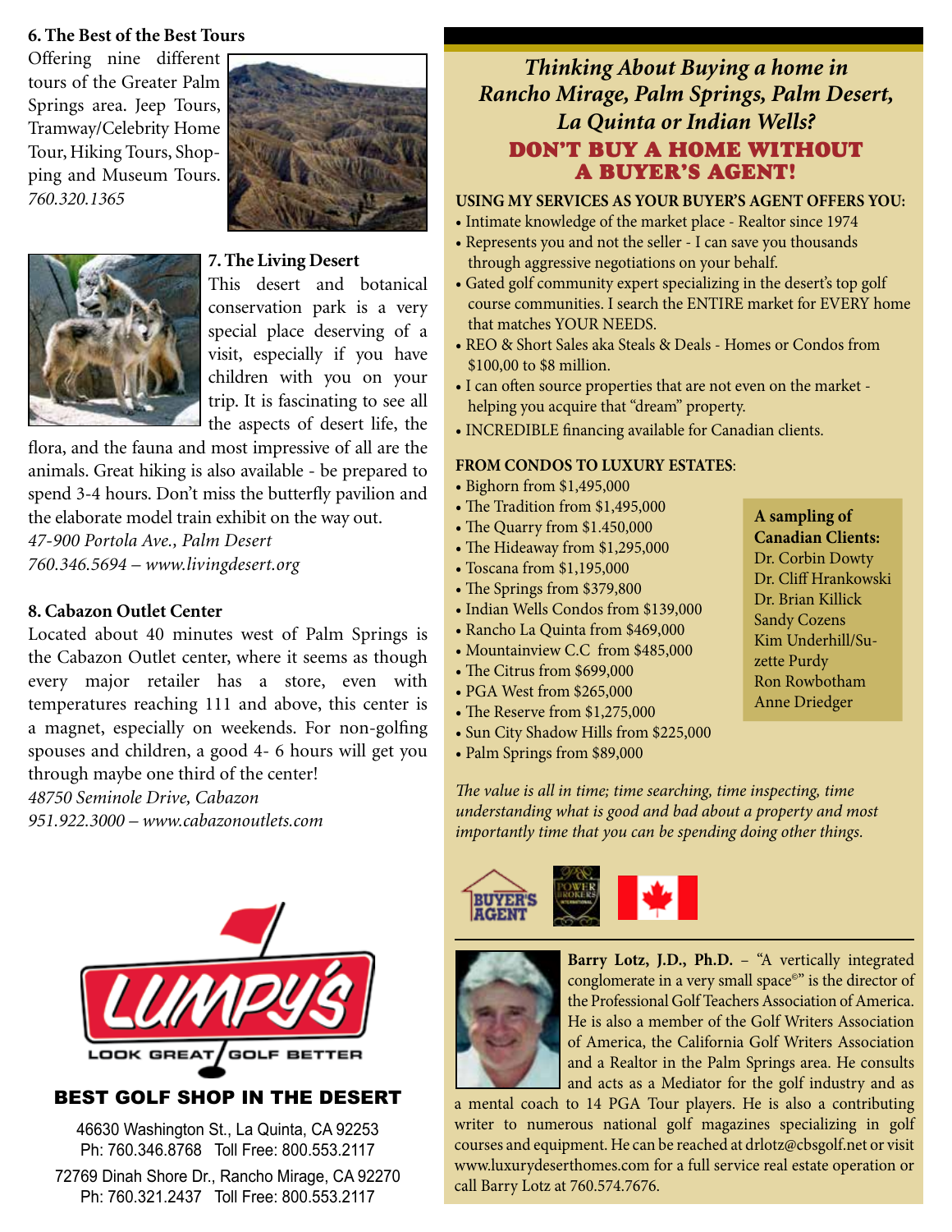**6. The Best of the Best Tours**

Offering nine different tours of the Greater Palm Springs area. Jeep Tours, Tramway/Celebrity Home Tour, Hiking Tours, Shopping and Museum Tours.
*760.320.1365*

**7. The Living Desert**

This desert and botanical conservation park is a very special place deserving of a visit, especially if you have children with you on your trip. It is fascinating to see all the aspects of desert life, the flora, and the fauna and most impressive of all are the animals. Great hiking is also available - be prepared to spend 3-4 hours. Don't miss the butterfly pavilion and the elaborate model train exhibit on the way out.
*47-900 Portola Ave., Palm Desert*
*760.346.5694 – www.livingdesert.org*

**8. Cabazon Outlet Center**

Located about 40 minutes west of Palm Springs is the Cabazon Outlet center, where it seems as though every major retailer has a store, even with temperatures reaching 111 and above, this center is a magnet, especially on weekends. For non-golfing spouses and children, a good 4- 6 hours will get you through maybe one third of the center!
*48750 Seminole Drive, Cabazon*
*951.922.3000 – www.cabazonoutlets.com*

LUMPY'S
LOOK GREAT GOLF BETTER

**BEST GOLF SHOP IN THE DESERT**

46630 Washington St., La Quinta, CA 92253
Ph: 760.346.8768 Toll Free: 800.553.2117

72769 Dinah Shore Dr., Rancho Mirage, CA 92270
Ph: 760.321.2437 Toll Free: 800.553.2117

## *Thinking About Buying a home in Rancho Mirage, Palm Springs, Palm Desert, La Quinta or Indian Wells?*

## DON'T BUY A HOME WITHOUT A BUYER'S AGENT!

**USING MY SERVICES AS YOUR BUYER'S AGENT OFFERS YOU:**

- Intimate knowledge of the market place - Realtor since 1974
- Represents you and not the seller - I can save you thousands through aggressive negotiations on your behalf.
- Gated golf community expert specializing in the desert's top golf course communities. I search the ENTIRE market for EVERY home that matches YOUR NEEDS.
- REO & Short Sales aka Steals & Deals - Homes or Condos from $100,00 to $8 million.
- I can often source properties that are not even on the market - helping you acquire that "dream" property.
- INCREDIBLE financing available for Canadian clients.

**FROM CONDOS TO LUXURY ESTATES**:

- Bighorn from $1,495,000
- The Tradition from $1,495,000
- The Quarry from $1.450,000
- The Hideaway from $1,295,000
- Toscana from $1,195,000
- The Springs from $379,800
- Indian Wells Condos from $139,000
- Rancho La Quinta from $469,000
- Mountainview C.C from $485,000
- The Citrus from $699,000
- PGA West from $265,000
- The Reserve from $1,275,000
- Sun City Shadow Hills from $225,000
- Palm Springs from $89,000

**A sampling of Canadian Clients:**
Dr. Corbin Dowty
Dr. Cliff Hrankowski
Dr. Brian Killick
Sandy Cozens
Kim Underhill/Suzette Purdy
Ron Rowbotham
Anne Driedger

*The value is all in time; time searching, time inspecting, time understanding what is good and bad about a property and most importantly time that you can be spending doing other things.*

BUYER'S AGENT · POWER BROKERS INTERNATIONAL

**Barry Lotz, J.D., Ph.D.** – "A vertically integrated conglomerate in a very small space©" is the director of the Professional Golf Teachers Association of America. He is also a member of the Golf Writers Association of America, the California Golf Writers Association and a Realtor in the Palm Springs area. He consults and acts as a Mediator for the golf industry and as a mental coach to 14 PGA Tour players. He is also a contributing writer to numerous national golf magazines specializing in golf courses and equipment. He can be reached at drlotz@cbsgolf.net or visit www.luxurydeserthomes.com for a full service real estate operation or call Barry Lotz at 760.574.7676.